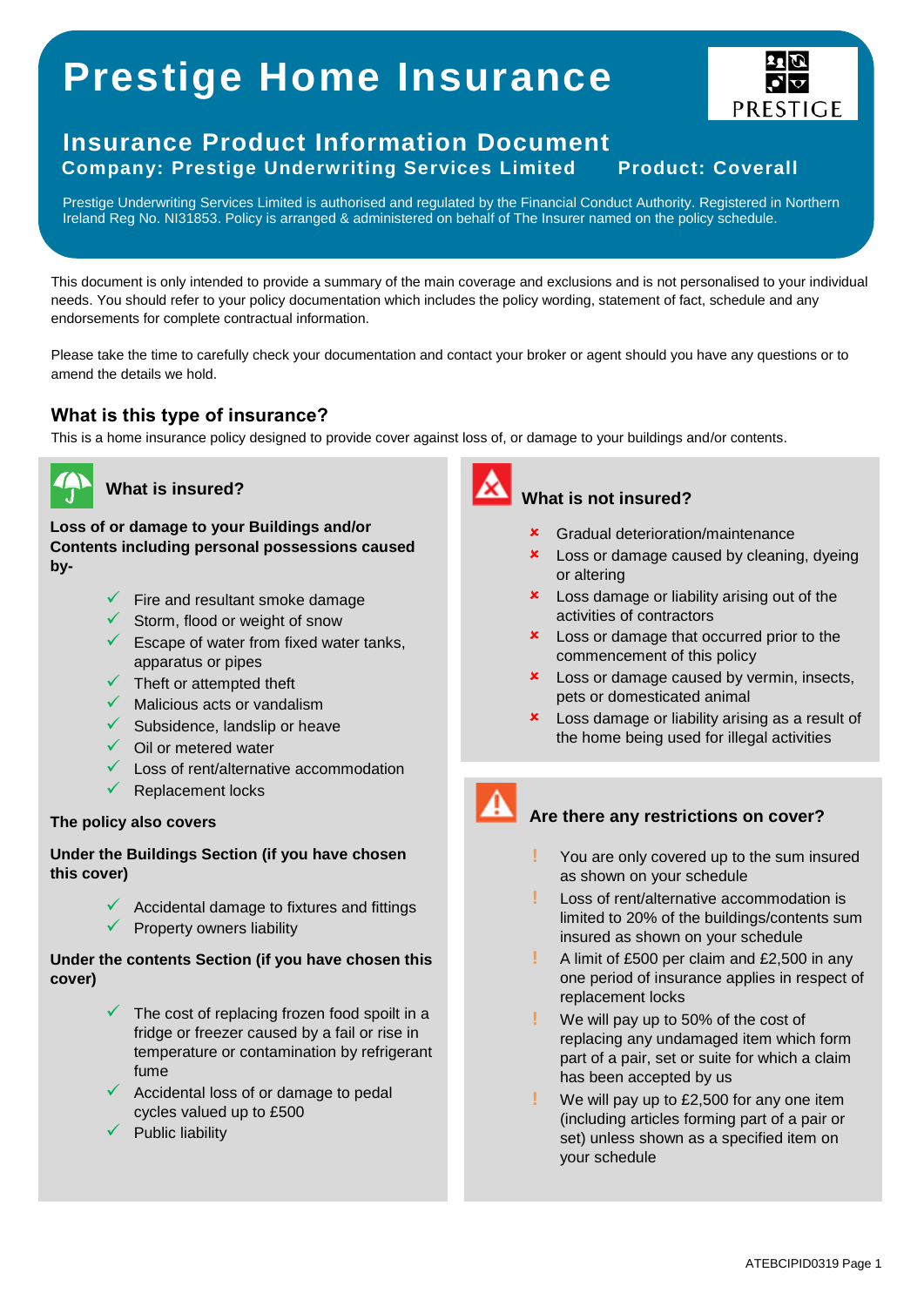# Prestige Home Insurance

PRESTIGE

## Insurance Product Information Document

**Company: Prestige Underwriting Services Limited** **Product: Coverall**

Prestige Underwriting Services Limited is authorised and regulated by the Financial Conduct Authority. Registered in Northern Ireland Reg No. NI31853. Policy is arranged & administered on behalf of The Insurer named on the policy schedule.

This document is only intended to provide a summary of the main coverage and exclusions and is not personalised to your individual needs. You should refer to your policy documentation which includes the policy wording, statement of fact, schedule and any endorsements for complete contractual information.

Please take the time to carefully check your documentation and contact your broker or agent should you have any questions or to amend the details we hold.

### What is this type of insurance?

This is a home insurance policy designed to provide cover against loss of, or damage to your buildings and/or contents.

### What is insured?

**Loss of or damage to your Buildings and/or Contents including personal possessions caused by-**

- ✓ Fire and resultant smoke damage
- ✓ Storm, flood or weight of snow
- ✓ Escape of water from fixed water tanks, apparatus or pipes
- ✓ Theft or attempted theft
- ✓ Malicious acts or vandalism
- ✓ Subsidence, landslip or heave
- ✓ Oil or metered water
- ✓ Loss of rent/alternative accommodation
- ✓ Replacement locks

**The policy also covers**

**Under the Buildings Section (if you have chosen this cover)**

- ✓ Accidental damage to fixtures and fittings
- ✓ Property owners liability

**Under the contents Section (if you have chosen this cover)**

- ✓ The cost of replacing frozen food spoilt in a fridge or freezer caused by a fail or rise in temperature or contamination by refrigerant fume
- ✓ Accidental loss of or damage to pedal cycles valued up to £500
- ✓ Public liability

### What is not insured?

- ✗ Gradual deterioration/maintenance
- ✗ Loss or damage caused by cleaning, dyeing or altering
- ✗ Loss damage or liability arising out of the activities of contractors
- ✗ Loss or damage that occurred prior to the commencement of this policy
- ✗ Loss or damage caused by vermin, insects, pets or domesticated animal
- ✗ Loss damage or liability arising as a result of the home being used for illegal activities

### Are there any restrictions on cover?

- ! You are only covered up to the sum insured as shown on your schedule
- ! Loss of rent/alternative accommodation is limited to 20% of the buildings/contents sum insured as shown on your schedule
- ! A limit of £500 per claim and £2,500 in any one period of insurance applies in respect of replacement locks
- ! We will pay up to 50% of the cost of replacing any undamaged item which form part of a pair, set or suite for which a claim has been accepted by us
- ! We will pay up to £2,500 for any one item (including articles forming part of a pair or set) unless shown as a specified item on your schedule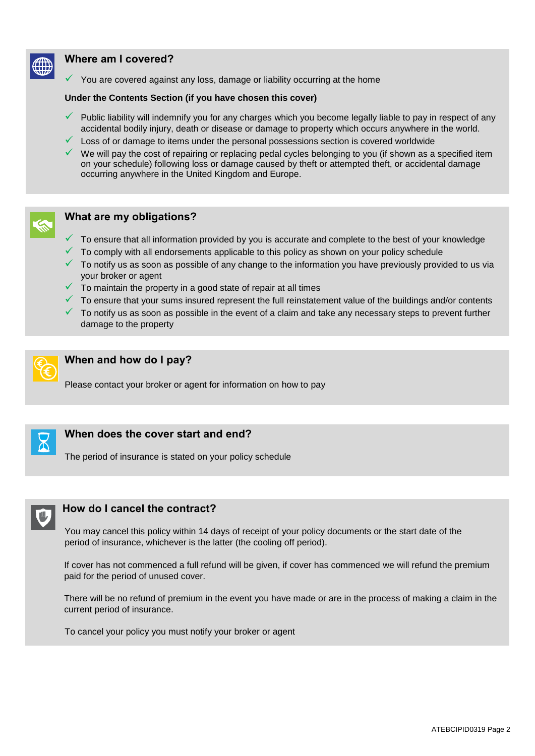## Where am I covered?

- ✓ You are covered against any loss, damage or liability occurring at the home

**Under the Contents Section (if you have chosen this cover)**

- ✓ Public liability will indemnify you for any charges which you become legally liable to pay in respect of any accidental bodily injury, death or disease or damage to property which occurs anywhere in the world.
- ✓ Loss of or damage to items under the personal possessions section is covered worldwide
- ✓ We will pay the cost of repairing or replacing pedal cycles belonging to you (if shown as a specified item on your schedule) following loss or damage caused by theft or attempted theft, or accidental damage occurring anywhere in the United Kingdom and Europe.

## What are my obligations?

- ✓ To ensure that all information provided by you is accurate and complete to the best of your knowledge
- ✓ To comply with all endorsements applicable to this policy as shown on your policy schedule
- ✓ To notify us as soon as possible of any change to the information you have previously provided to us via your broker or agent
- ✓ To maintain the property in a good state of repair at all times
- ✓ To ensure that your sums insured represent the full reinstatement value of the buildings and/or contents
- ✓ To notify us as soon as possible in the event of a claim and take any necessary steps to prevent further damage to the property

## When and how do I pay?

Please contact your broker or agent for information on how to pay

## When does the cover start and end?

The period of insurance is stated on your policy schedule

## How do I cancel the contract?

You may cancel this policy within 14 days of receipt of your policy documents or the start date of the period of insurance, whichever is the latter (the cooling off period).

If cover has not commenced a full refund will be given, if cover has commenced we will refund the premium paid for the period of unused cover.

There will be no refund of premium in the event you have made or are in the process of making a claim in the current period of insurance.

To cancel your policy you must notify your broker or agent

ATEBCIPID0319